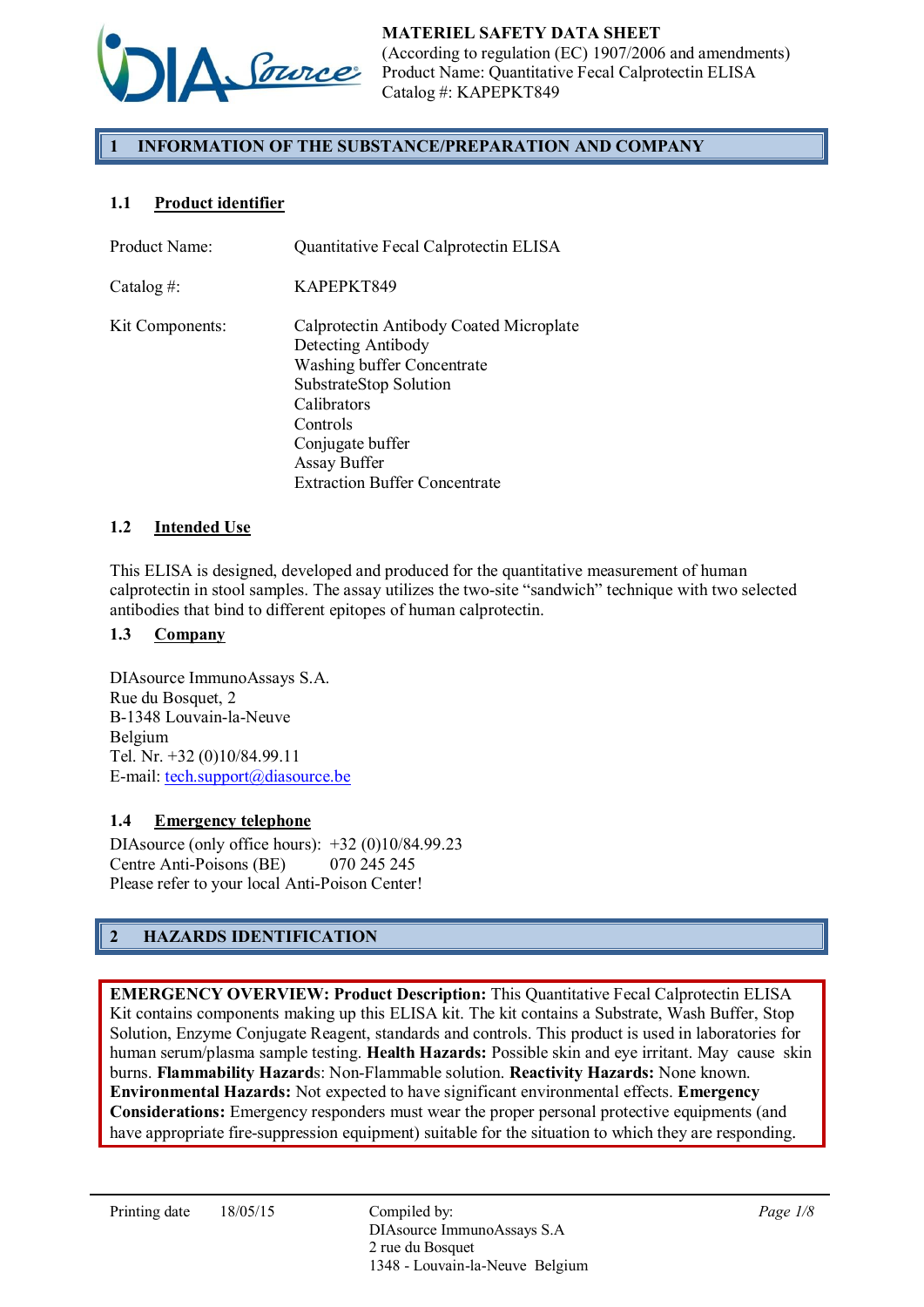**MATERIEL SAFETY DATA SHEET**
(According to regulation (EC) 1907/2006 and amendments)
Product Name: Quantitative Fecal Calprotectin ELISA
Catalog #: KAPEPKT849

## 1 INFORMATION OF THE SUBSTANCE/PREPARATION AND COMPANY

### 1.1 Product identifier

Product Name: Quantitative Fecal Calprotectin ELISA

Catalog #: KAPEPKT849

Kit Components:
Calprotectin Antibody Coated Microplate
Detecting Antibody
Washing buffer Concentrate
SubstrateStop Solution
Calibrators
Controls
Conjugate buffer
Assay Buffer
Extraction Buffer Concentrate

### 1.2 Intended Use

This ELISA is designed, developed and produced for the quantitative measurement of human calprotectin in stool samples. The assay utilizes the two-site “sandwich” technique with two selected antibodies that bind to different epitopes of human calprotectin.

### 1.3 Company

DIAsource ImmunoAssays S.A.
Rue du Bosquet, 2
B-1348 Louvain-la-Neuve
Belgium
Tel. Nr. +32 (0)10/84.99.11
E-mail: tech.support@diasource.be

### 1.4 Emergency telephone

DIAsource (only office hours): +32 (0)10/84.99.23
Centre Anti-Poisons (BE) 070 245 245
Please refer to your local Anti-Poison Center!

## 2 HAZARDS IDENTIFICATION

**EMERGENCY OVERVIEW: Product Description:** This Quantitative Fecal Calprotectin ELISA Kit contains components making up this ELISA kit. The kit contains a Substrate, Wash Buffer, Stop Solution, Enzyme Conjugate Reagent, standards and controls. This product is used in laboratories for human serum/plasma sample testing. **Health Hazards:** Possible skin and eye irritant. May cause skin burns. **Flammability Hazards**: Non-Flammable solution. **Reactivity Hazards:** None known. **Environmental Hazards:** Not expected to have significant environmental effects. **Emergency Considerations:** Emergency responders must wear the proper personal protective equipments (and have appropriate fire-suppression equipment) suitable for the situation to which they are responding.

Printing date 18/05/15

Compiled by:
DIAsource ImmunoAssays S.A
2 rue du Bosquet
1348 - Louvain-la-Neuve Belgium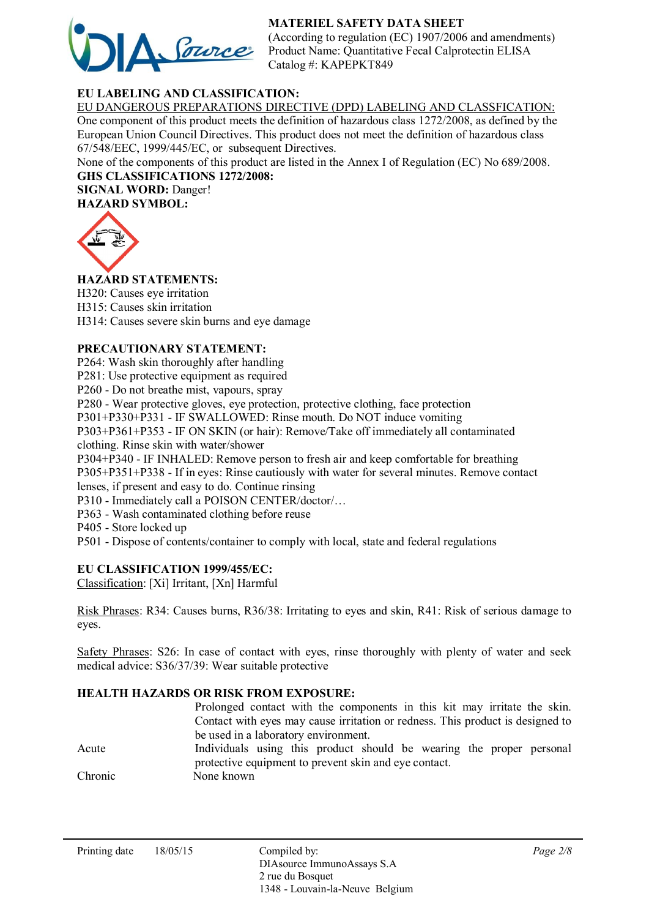**EU LABELING AND CLASSIFICATION:**

EU DANGEROUS PREPARATIONS DIRECTIVE (DPD) LABELING AND CLASSFICATION:

One component of this product meets the definition of hazardous class 1272/2008, as defined by the European Union Council Directives. This product does not meet the definition of hazardous class 67/548/EEC, 1999/445/EC, or subsequent Directives.

None of the components of this product are listed in the Annex I of Regulation (EC) No 689/2008.

**GHS CLASSIFICATIONS 1272/2008:**

**SIGNAL WORD:** Danger!

**HAZARD SYMBOL:**

**HAZARD STATEMENTS:**

H320: Causes eye irritation
H315: Causes skin irritation
H314: Causes severe skin burns and eye damage

**PRECAUTIONARY STATEMENT:**

P264: Wash skin thoroughly after handling
P281: Use protective equipment as required
P260 - Do not breathe mist, vapours, spray
P280 - Wear protective gloves, eye protection, protective clothing, face protection
P301+P330+P331 - IF SWALLOWED: Rinse mouth. Do NOT induce vomiting
P303+P361+P353 - IF ON SKIN (or hair): Remove/Take off immediately all contaminated clothing. Rinse skin with water/shower
P304+P340 - IF INHALED: Remove person to fresh air and keep comfortable for breathing
P305+P351+P338 - If in eyes: Rinse cautiously with water for several minutes. Remove contact lenses, if present and easy to do. Continue rinsing
P310 - Immediately call a POISON CENTER/doctor/…
P363 - Wash contaminated clothing before reuse
P405 - Store locked up
P501 - Dispose of contents/container to comply with local, state and federal regulations

**EU CLASSIFICATION 1999/455/EC:**

Classification: [Xi] Irritant, [Xn] Harmful

Risk Phrases: R34: Causes burns, R36/38: Irritating to eyes and skin, R41: Risk of serious damage to eyes.

Safety Phrases: S26: In case of contact with eyes, rinse thoroughly with plenty of water and seek medical advice: S36/37/39: Wear suitable protective

**HEALTH HAZARDS OR RISK FROM EXPOSURE:**

| | |
|---|---|
| | Prolonged contact with the components in this kit may irritate the skin. Contact with eyes may cause irritation or redness. This product is designed to be used in a laboratory environment. |
| Acute | Individuals using this product should be wearing the proper personal protective equipment to prevent skin and eye contact. |
| Chronic | None known |

Printing date 18/05/15

Compiled by:
DIAsource ImmunoAssays S.A
2 rue du Bosquet
1348 - Louvain-la-Neuve Belgium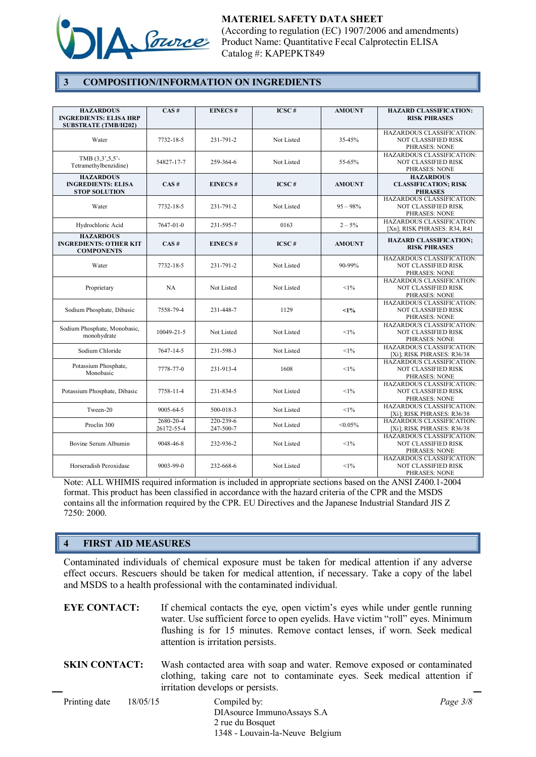## 3 COMPOSITION/INFORMATION ON INGREDIENTS

| HAZARDOUS INGREDIENTS: ELISA HRP SUBSTRATE (TMB/H202) | CAS # | EINECS # | ICSC # | AMOUNT | HAZARD CLASSIFICATION: RISK PHRASES |
|---|---|---|---|---|---|
| Water | 7732-18-5 | 231-791-2 | Not Listed | 35-45% | HAZARDOUS CLASSIFICATION: NOT CLASSIFIED RISK PHRASES: NONE |
| TMB (3,3',5,5'-Tetramethylbenzidine) | 54827-17-7 | 259-364-6 | Not Listed | 55-65% | HAZARDOUS CLASSIFICATION: NOT CLASSIFIED RISK PHRASES: NONE |
| **HAZARDOUS INGREDIENTS: ELISA STOP SOLUTION** | **CAS #** | **EINECS #** | **ICSC #** | **AMOUNT** | **HAZARDOUS CLASSIFICATION; RISK PHRASES** |
| Water | 7732-18-5 | 231-791-2 | Not Listed | 95 – 98% | HAZARDOUS CLASSIFICATION: NOT CLASSIFIED RISK PHRASES: NONE |
| Hydrochloric Acid | 7647-01-0 | 231-595-7 | 0163 | 2 – 5% | HAZARDOUS CLASSIFICATION: [Xn]; RISK PHRASES: R34, R41 |
| **HAZARDOUS INGREDIENTS: OTHER KIT COMPONENTS** | **CAS #** | **EINECS #** | **ICSC #** | **AMOUNT** | **HAZARD CLASSIFICATION; RISK PHRASES** |
| Water | 7732-18-5 | 231-791-2 | Not Listed | 90-99% | HAZARDOUS CLASSIFICATION: NOT CLASSIFIED RISK PHRASES: NONE |
| Proprietary | NA | Not Listed | Not Listed | <1% | HAZARDOUS CLASSIFICATION: NOT CLASSIFIED RISK PHRASES: NONE |
| Sodium Phosphate, Dibasic | 7558-79-4 | 231-448-7 | 1129 | **<1%** | HAZARDOUS CLASSIFICATION: NOT CLASSIFIED RISK PHRASES: NONE |
| Sodium Phosphate, Monobasic, monohydrate | 10049-21-5 | Not Listed | Not Listed | <1% | HAZARDOUS CLASSIFICATION: NOT CLASSIFIED RISK PHRASES: NONE |
| Sodium Chloride | 7647-14-5 | 231-598-3 | Not Listed | <1% | HAZARDOUS CLASSIFICATION: [Xi]; RISK PHRASES: R36/38 |
| Potassium Phosphate, Monobasic | 7778-77-0 | 231-913-4 | 1608 | <1% | HAZARDOUS CLASSIFICATION: NOT CLASSIFIED RISK PHRASES: NONE |
| Potassium Phosphate, Dibasic | 7758-11-4 | 231-834-5 | Not Listed | <1% | HAZARDOUS CLASSIFICATION: NOT CLASSIFIED RISK PHRASES: NONE |
| Tween-20 | 9005-64-5 | 500-018-3 | Not Listed | <1% | HAZARDOUS CLASSIFICATION: [Xi]; RISK PHRASES: R36/38 |
| Proclin 300 | 2680-20-4 26172-55-4 | 220-239-6 247-500-7 | Not Listed | <0.05% | HAZARDOUS CLASSIFICATION: [Xi]; RISK PHRASES: R36/38 |
| Bovine Serum Albumin | 9048-46-8 | 232-936-2 | Not Listed | <1% | HAZARDOUS CLASSIFICATION: NOT CLASSIFIED RISK PHRASES: NONE |
| Horseradish Peroxidase | 9003-99-0 | 232-668-6 | Not Listed | <1% | HAZARDOUS CLASSIFICATION: NOT CLASSIFIED RISK PHRASES: NONE |

Note: ALL WHIMIS required information is included in appropriate sections based on the ANSI Z400.1-2004 format. This product has been classified in accordance with the hazard criteria of the CPR and the MSDS contains all the information required by the CPR. EU Directives and the Japanese Industrial Standard JIS Z 7250: 2000.

## 4 FIRST AID MEASURES

Contaminated individuals of chemical exposure must be taken for medical attention if any adverse effect occurs. Rescuers should be taken for medical attention, if necessary. Take a copy of the label and MSDS to a health professional with the contaminated individual.

**EYE CONTACT:** If chemical contacts the eye, open victim's eyes while under gentle running water. Use sufficient force to open eyelids. Have victim "roll" eyes. Minimum flushing is for 15 minutes. Remove contact lenses, if worn. Seek medical attention is irritation persists.

**SKIN CONTACT:** Wash contacted area with soap and water. Remove exposed or contaminated clothing, taking care not to contaminate eyes. Seek medical attention if irritation develops or persists.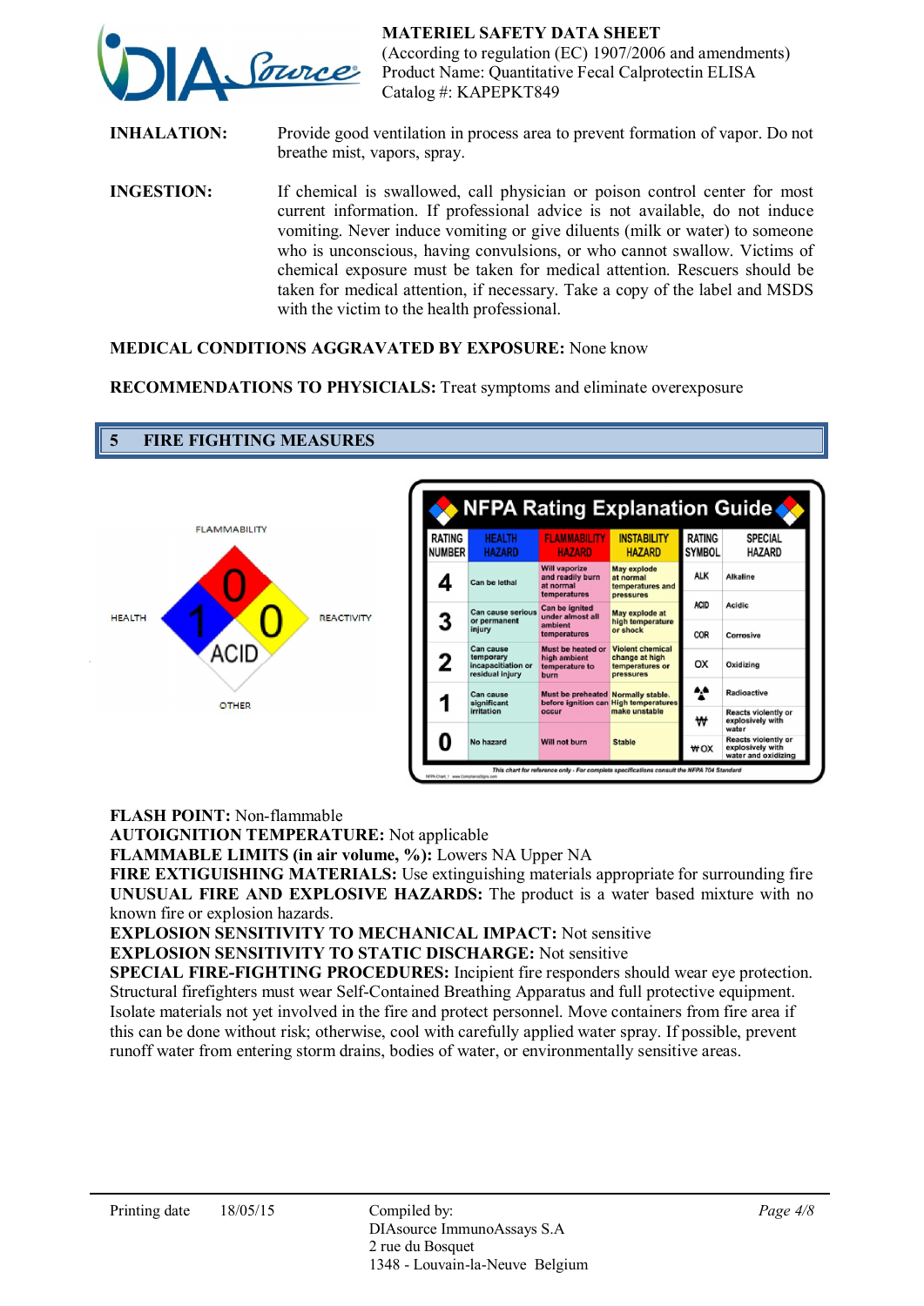**INHALATION:** Provide good ventilation in process area to prevent formation of vapor. Do not breathe mist, vapors, spray.

**INGESTION:** If chemical is swallowed, call physician or poison control center for most current information. If professional advice is not available, do not induce vomiting. Never induce vomiting or give diluents (milk or water) to someone who is unconscious, having convulsions, or who cannot swallow. Victims of chemical exposure must be taken for medical attention. Rescuers should be taken for medical attention, if necessary. Take a copy of the label and MSDS with the victim to the health professional.

**MEDICAL CONDITIONS AGGRAVATED BY EXPOSURE:** None know

**RECOMMENDATIONS TO PHYSICIALS:** Treat symptoms and eliminate overexposure

## 5 FIRE FIGHTING MEASURES

FLAMMABILITY: 0
HEALTH: 1
REACTIVITY: 0
OTHER: ACID

**NFPA Rating Explanation Guide**

| RATING NUMBER | HEALTH HAZARD | FLAMMABILITY HAZARD | INSTABILITY HAZARD | RATING SYMBOL | SPECIAL HAZARD |
|---|---|---|---|---|---|
| 4 | Can be lethal | Will vaporize and readily burn at normal temperatures | May explode at normal temperatures and pressures | ALK | Alkaline |
| | | | | ACID | Acidic |
| 3 | Can cause serious or permanent injury | Can be ignited under almost all ambient temperatures | May explode at high temperature or shock | COR | Corrosive |
| 2 | Can cause temporary incapacitation or residual injury | Must be heated or high ambient temperature to burn | Violent chemical change at high temperatures or pressures | OX | Oxidizing |
| 1 | Can cause significant irritation | Must be preheated before ignition can occur | Normally stable. High temperatures make unstable | ☢ | Radioactive |
| | | | | ₩ | Reacts violently or explosively with water |
| 0 | No hazard | Will not burn | Stable | ₩OX | Reacts violently or explosively with water and oxidizing |

*This chart for reference only - For complete specifications consult the NFPA 704 Standard*

**FLASH POINT:** Non-flammable
**AUTOIGNITION TEMPERATURE:** Not applicable
**FLAMMABLE LIMITS (in air volume, %):** Lowers NA Upper NA
**FIRE EXTIGUISHING MATERIALS:** Use extinguishing materials appropriate for surrounding fire
**UNUSUAL FIRE AND EXPLOSIVE HAZARDS:** The product is a water based mixture with no known fire or explosion hazards.
**EXPLOSION SENSITIVITY TO MECHANICAL IMPACT:** Not sensitive
**EXPLOSION SENSITIVITY TO STATIC DISCHARGE:** Not sensitive
**SPECIAL FIRE-FIGHTING PROCEDURES:** Incipient fire responders should wear eye protection. Structural firefighters must wear Self-Contained Breathing Apparatus and full protective equipment. Isolate materials not yet involved in the fire and protect personnel. Move containers from fire area if this can be done without risk; otherwise, cool with carefully applied water spray. If possible, prevent runoff water from entering storm drains, bodies of water, or environmentally sensitive areas.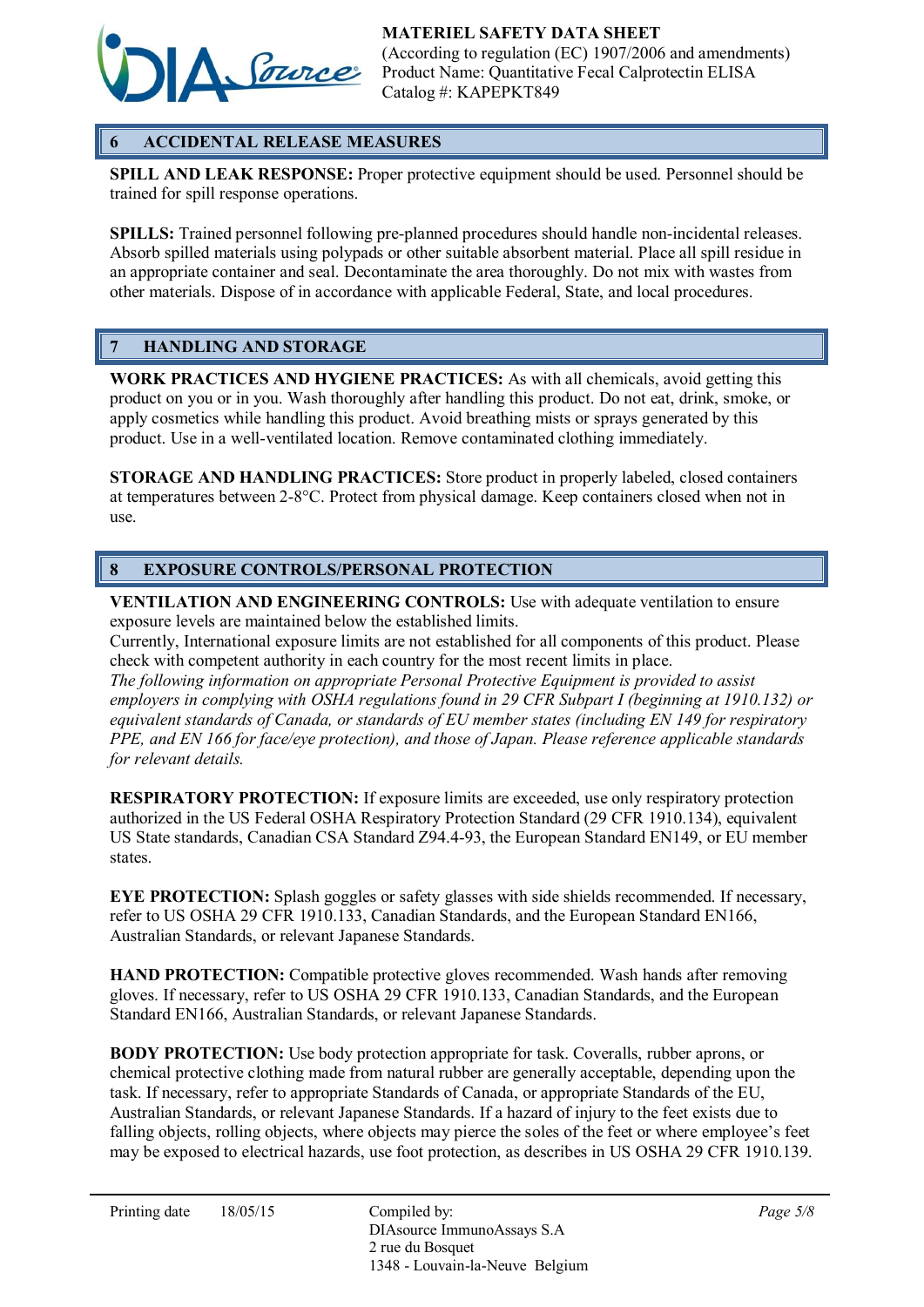## 6 ACCIDENTAL RELEASE MEASURES

**SPILL AND LEAK RESPONSE:** Proper protective equipment should be used. Personnel should be trained for spill response operations.

**SPILLS:** Trained personnel following pre-planned procedures should handle non-incidental releases. Absorb spilled materials using polypads or other suitable absorbent material. Place all spill residue in an appropriate container and seal. Decontaminate the area thoroughly. Do not mix with wastes from other materials. Dispose of in accordance with applicable Federal, State, and local procedures.

## 7 HANDLING AND STORAGE

**WORK PRACTICES AND HYGIENE PRACTICES:** As with all chemicals, avoid getting this product on you or in you. Wash thoroughly after handling this product. Do not eat, drink, smoke, or apply cosmetics while handling this product. Avoid breathing mists or sprays generated by this product. Use in a well-ventilated location. Remove contaminated clothing immediately.

**STORAGE AND HANDLING PRACTICES:** Store product in properly labeled, closed containers at temperatures between 2-8°C. Protect from physical damage. Keep containers closed when not in use.

## 8 EXPOSURE CONTROLS/PERSONAL PROTECTION

**VENTILATION AND ENGINEERING CONTROLS:** Use with adequate ventilation to ensure exposure levels are maintained below the established limits.
Currently, International exposure limits are not established for all components of this product. Please check with competent authority in each country for the most recent limits in place.
*The following information on appropriate Personal Protective Equipment is provided to assist employers in complying with OSHA regulations found in 29 CFR Subpart I (beginning at 1910.132) or equivalent standards of Canada, or standards of EU member states (including EN 149 for respiratory PPE, and EN 166 for face/eye protection), and those of Japan. Please reference applicable standards for relevant details.*

**RESPIRATORY PROTECTION:** If exposure limits are exceeded, use only respiratory protection authorized in the US Federal OSHA Respiratory Protection Standard (29 CFR 1910.134), equivalent US State standards, Canadian CSA Standard Z94.4-93, the European Standard EN149, or EU member states.

**EYE PROTECTION:** Splash goggles or safety glasses with side shields recommended. If necessary, refer to US OSHA 29 CFR 1910.133, Canadian Standards, and the European Standard EN166, Australian Standards, or relevant Japanese Standards.

**HAND PROTECTION:** Compatible protective gloves recommended. Wash hands after removing gloves. If necessary, refer to US OSHA 29 CFR 1910.133, Canadian Standards, and the European Standard EN166, Australian Standards, or relevant Japanese Standards.

**BODY PROTECTION:** Use body protection appropriate for task. Coveralls, rubber aprons, or chemical protective clothing made from natural rubber are generally acceptable, depending upon the task. If necessary, refer to appropriate Standards of Canada, or appropriate Standards of the EU, Australian Standards, or relevant Japanese Standards. If a hazard of injury to the feet exists due to falling objects, rolling objects, where objects may pierce the soles of the feet or where employee's feet may be exposed to electrical hazards, use foot protection, as describes in US OSHA 29 CFR 1910.139.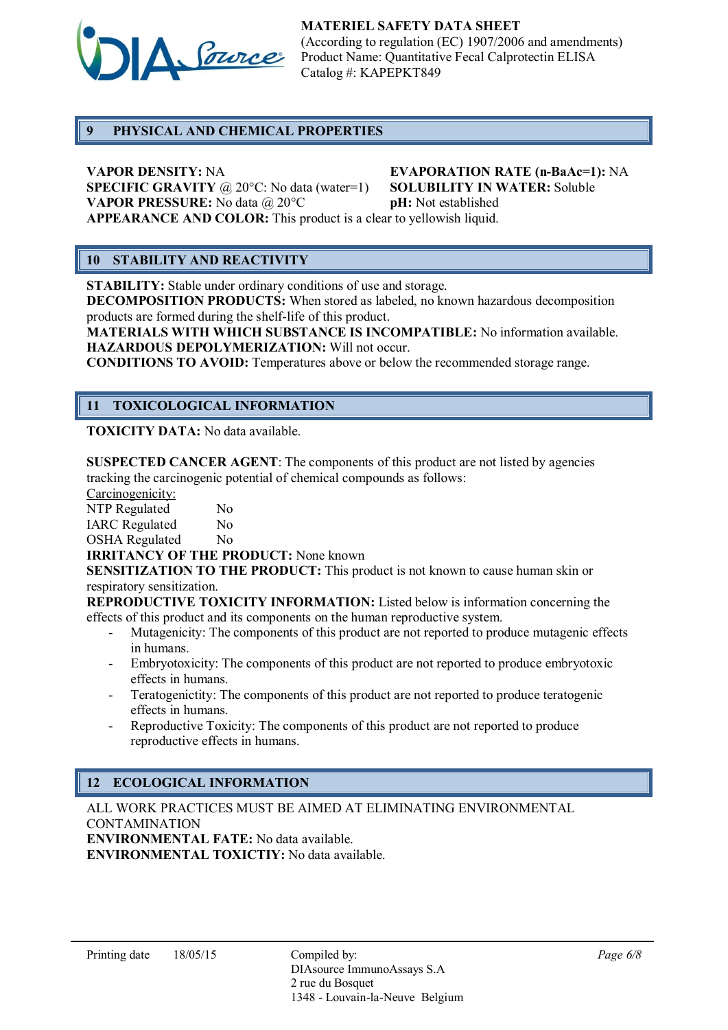## 9 PHYSICAL AND CHEMICAL PROPERTIES

**VAPOR DENSITY:** NA
**SPECIFIC GRAVITY** @ 20°C: No data (water=1)
**VAPOR PRESSURE:** No data @ 20°C
**EVAPORATION RATE (n-BaAc=1):** NA
**SOLUBILITY IN WATER:** Soluble
**pH:** Not established
**APPEARANCE AND COLOR:** This product is a clear to yellowish liquid.

## 10 STABILITY AND REACTIVITY

**STABILITY:** Stable under ordinary conditions of use and storage.
**DECOMPOSITION PRODUCTS:** When stored as labeled, no known hazardous decomposition products are formed during the shelf-life of this product.
**MATERIALS WITH WHICH SUBSTANCE IS INCOMPATIBLE:** No information available.
**HAZARDOUS DEPOLYMERIZATION:** Will not occur.
**CONDITIONS TO AVOID:** Temperatures above or below the recommended storage range.

## 11 TOXICOLOGICAL INFORMATION

**TOXICITY DATA:** No data available.

**SUSPECTED CANCER AGENT**: The components of this product are not listed by agencies tracking the carcinogenic potential of chemical compounds as follows:

Carcinogenicity:

| | |
|---|---|
| NTP Regulated | No |
| IARC Regulated | No |
| OSHA Regulated | No |

**IRRITANCY OF THE PRODUCT:** None known
**SENSITIZATION TO THE PRODUCT:** This product is not known to cause human skin or respiratory sensitization.
**REPRODUCTIVE TOXICITY INFORMATION:** Listed below is information concerning the effects of this product and its components on the human reproductive system.

- Mutagenicity: The components of this product are not reported to produce mutagenic effects in humans.
- Embryotoxicity: The components of this product are not reported to produce embryotoxic effects in humans.
- Teratogenictity: The components of this product are not reported to produce teratogenic effects in humans.
- Reproductive Toxicity: The components of this product are not reported to produce reproductive effects in humans.

## 12 ECOLOGICAL INFORMATION

ALL WORK PRACTICES MUST BE AIMED AT ELIMINATING ENVIRONMENTAL CONTAMINATION
**ENVIRONMENTAL FATE:** No data available.
**ENVIRONMENTAL TOXICTIY:** No data available.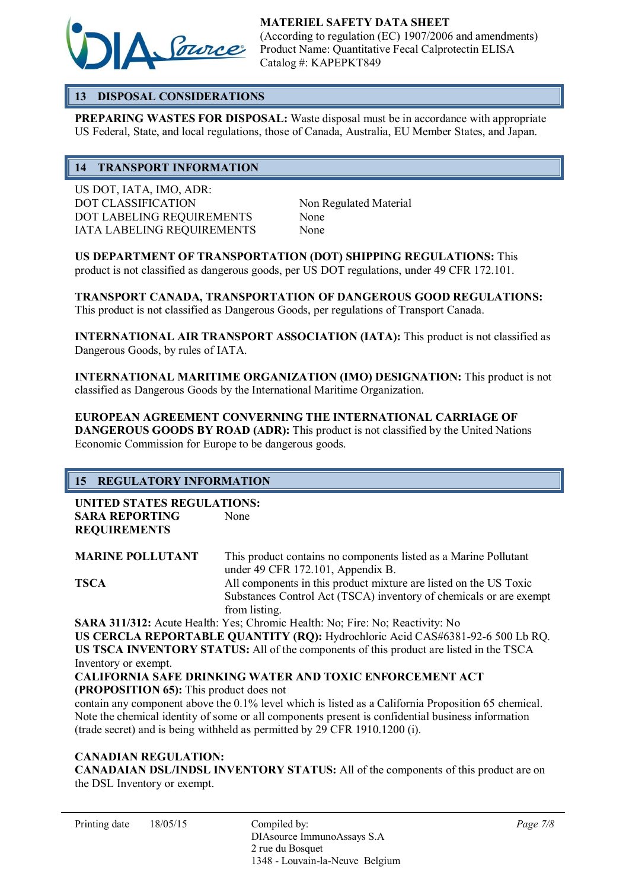## 13 DISPOSAL CONSIDERATIONS

**PREPARING WASTES FOR DISPOSAL:** Waste disposal must be in accordance with appropriate US Federal, State, and local regulations, those of Canada, Australia, EU Member States, and Japan.

## 14 TRANSPORT INFORMATION

US DOT, IATA, IMO, ADR:

| | |
|---|---|
| DOT CLASSIFICATION | Non Regulated Material |
| DOT LABELING REQUIREMENTS | None |
| IATA LABELING REQUIREMENTS | None |

**US DEPARTMENT OF TRANSPORTATION (DOT) SHIPPING REGULATIONS:** This product is not classified as dangerous goods, per US DOT regulations, under 49 CFR 172.101.

**TRANSPORT CANADA, TRANSPORTATION OF DANGEROUS GOOD REGULATIONS:** This product is not classified as Dangerous Goods, per regulations of Transport Canada.

**INTERNATIONAL AIR TRANSPORT ASSOCIATION (IATA):** This product is not classified as Dangerous Goods, by rules of IATA.

**INTERNATIONAL MARITIME ORGANIZATION (IMO) DESIGNATION:** This product is not classified as Dangerous Goods by the International Maritime Organization.

**EUROPEAN AGREEMENT CONVERNING THE INTERNATIONAL CARRIAGE OF DANGEROUS GOODS BY ROAD (ADR):** This product is not classified by the United Nations Economic Commission for Europe to be dangerous goods.

## 15 REGULATORY INFORMATION

**UNITED STATES REGULATIONS:**

| | |
|---|---|
| **SARA REPORTING REQUIREMENTS** | None |
| **MARINE POLLUTANT** | This product contains no components listed as a Marine Pollutant under 49 CFR 172.101, Appendix B. |
| **TSCA** | All components in this product mixture are listed on the US Toxic Substances Control Act (TSCA) inventory of chemicals or are exempt from listing. |

**SARA 311/312:** Acute Health: Yes; Chromic Health: No; Fire: No; Reactivity: No

**US CERCLA REPORTABLE QUANTITY (RQ):** Hydrochloric Acid CAS#6381-92-6 500 Lb RQ.

**US TSCA INVENTORY STATUS:** All of the components of this product are listed in the TSCA Inventory or exempt.

**CALIFORNIA SAFE DRINKING WATER AND TOXIC ENFORCEMENT ACT (PROPOSITION 65):** This product does not contain any component above the 0.1% level which is listed as a California Proposition 65 chemical. Note the chemical identity of some or all components present is confidential business information (trade secret) and is being withheld as permitted by 29 CFR 1910.1200 (i).

**CANADIAN REGULATION:**

**CANADAIAN DSL/INDSL INVENTORY STATUS:** All of the components of this product are on the DSL Inventory or exempt.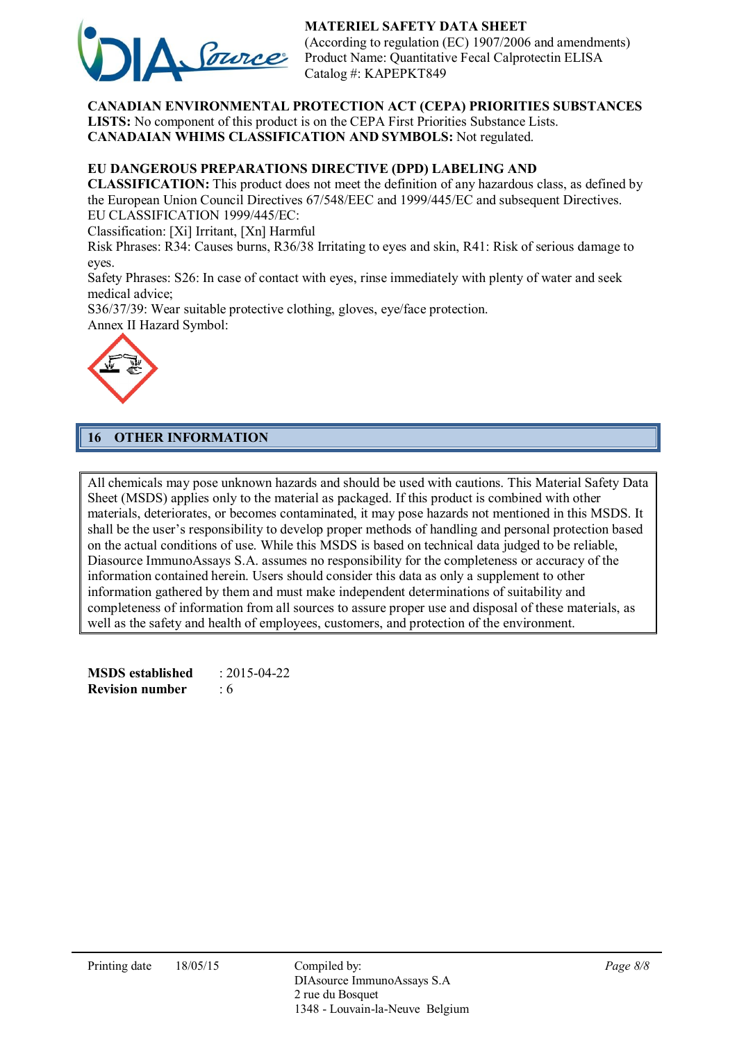**CANADIAN ENVIRONMENTAL PROTECTION ACT (CEPA) PRIORITIES SUBSTANCES LISTS:** No component of this product is on the CEPA First Priorities Substance Lists.
**CANADAIAN WHIMS CLASSIFICATION AND SYMBOLS:** Not regulated.

**EU DANGEROUS PREPARATIONS DIRECTIVE (DPD) LABELING AND CLASSIFICATION:** This product does not meet the definition of any hazardous class, as defined by the European Union Council Directives 67/548/EEC and 1999/445/EC and subsequent Directives.
EU CLASSIFICATION 1999/445/EC:
Classification: [Xi] Irritant, [Xn] Harmful
Risk Phrases: R34: Causes burns, R36/38 Irritating to eyes and skin, R41: Risk of serious damage to eyes.
Safety Phrases: S26: In case of contact with eyes, rinse immediately with plenty of water and seek medical advice;
S36/37/39: Wear suitable protective clothing, gloves, eye/face protection.
Annex II Hazard Symbol:

## 16 OTHER INFORMATION

All chemicals may pose unknown hazards and should be used with cautions. This Material Safety Data Sheet (MSDS) applies only to the material as packaged. If this product is combined with other materials, deteriorates, or becomes contaminated, it may pose hazards not mentioned in this MSDS. It shall be the user's responsibility to develop proper methods of handling and personal protection based on the actual conditions of use. While this MSDS is based on technical data judged to be reliable, Diasource ImmunoAssays S.A. assumes no responsibility for the completeness or accuracy of the information contained herein. Users should consider this data as only a supplement to other information gathered by them and must make independent determinations of suitability and completeness of information from all sources to assure proper use and disposal of these materials, as well as the safety and health of employees, customers, and protection of the environment.

**MSDS established** : 2015-04-22
**Revision number** : 6